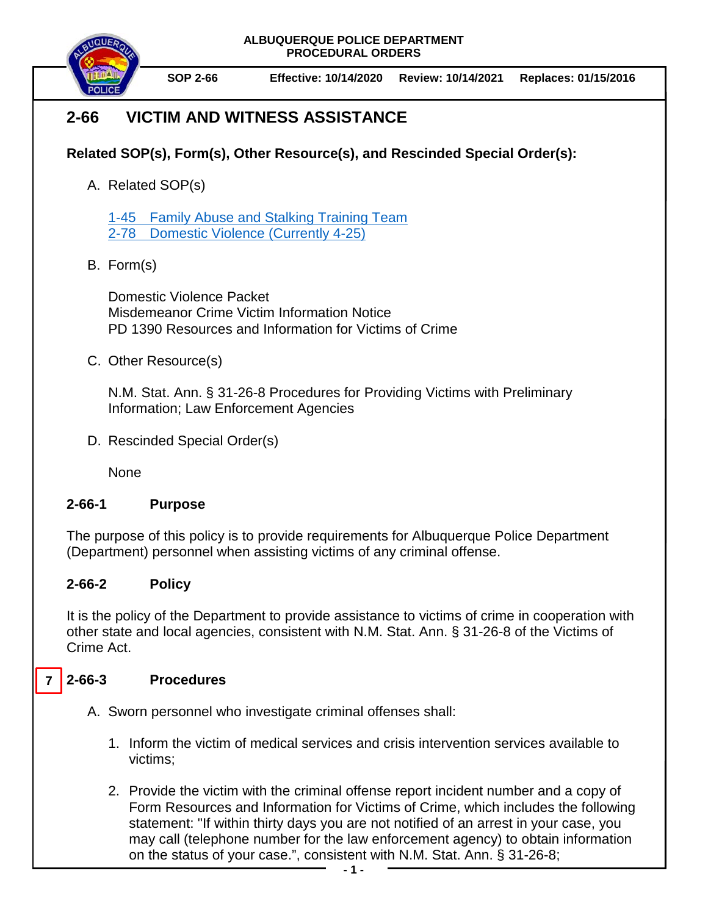ALBUQUERQUE POLICE DEPARTMENT
PROCEDURAL ORDERS

**SOP 2-66** | **Effective: 10/14/2020** | **Review: 10/14/2021** | **Replaces: 01/15/2016**

# 2-66 VICTIM AND WITNESS ASSISTANCE

**Related SOP(s), Form(s), Other Resource(s), and Rescinded Special Order(s):**

A. Related SOP(s)

   1-45 Family Abuse and Stalking Training Team
   2-78 Domestic Violence (Currently 4-25)

B. Form(s)

   Domestic Violence Packet
   Misdemeanor Crime Victim Information Notice
   PD 1390 Resources and Information for Victims of Crime

C. Other Resource(s)

   N.M. Stat. Ann. § 31-26-8 Procedures for Providing Victims with Preliminary Information; Law Enforcement Agencies

D. Rescinded Special Order(s)

   None

## 2-66-1 Purpose

The purpose of this policy is to provide requirements for Albuquerque Police Department (Department) personnel when assisting victims of any criminal offense.

## 2-66-2 Policy

It is the policy of the Department to provide assistance to victims of crime in cooperation with other state and local agencies, consistent with N.M. Stat. Ann. § 31-26-8 of the Victims of Crime Act.

## 7 2-66-3 Procedures

A. Sworn personnel who investigate criminal offenses shall:

   1. Inform the victim of medical services and crisis intervention services available to victims;

   2. Provide the victim with the criminal offense report incident number and a copy of Form Resources and Information for Victims of Crime, which includes the following statement: "If within thirty days you are not notified of an arrest in your case, you may call (telephone number for the law enforcement agency) to obtain information on the status of your case.", consistent with N.M. Stat. Ann. § 31-26-8;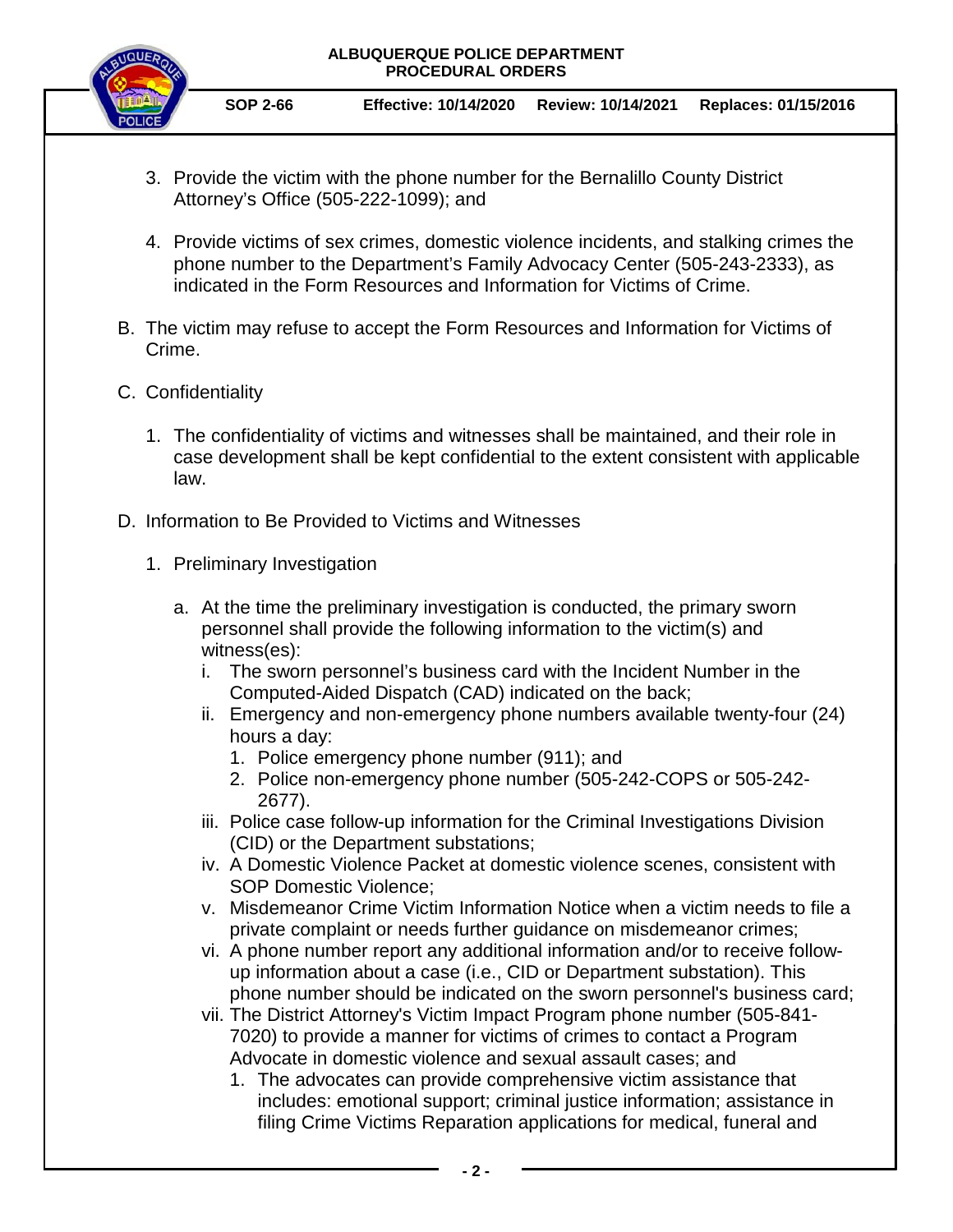3. Provide the victim with the phone number for the Bernalillo County District Attorney's Office (505-222-1099); and

4. Provide victims of sex crimes, domestic violence incidents, and stalking crimes the phone number to the Department's Family Advocacy Center (505-243-2333), as indicated in the Form Resources and Information for Victims of Crime.

B. The victim may refuse to accept the Form Resources and Information for Victims of Crime.

C. Confidentiality

   1. The confidentiality of victims and witnesses shall be maintained, and their role in case development shall be kept confidential to the extent consistent with applicable law.

D. Information to Be Provided to Victims and Witnesses

   1. Preliminary Investigation

      a. At the time the preliminary investigation is conducted, the primary sworn personnel shall provide the following information to the victim(s) and witness(es):

         i. The sworn personnel's business card with the Incident Number in the Computed-Aided Dispatch (CAD) indicated on the back;

         ii. Emergency and non-emergency phone numbers available twenty-four (24) hours a day:

            1. Police emergency phone number (911); and
            2. Police non-emergency phone number (505-242-COPS or 505-242-2677).

         iii. Police case follow-up information for the Criminal Investigations Division (CID) or the Department substations;

         iv. A Domestic Violence Packet at domestic violence scenes, consistent with SOP Domestic Violence;

         v. Misdemeanor Crime Victim Information Notice when a victim needs to file a private complaint or needs further guidance on misdemeanor crimes;

         vi. A phone number report any additional information and/or to receive follow-up information about a case (i.e., CID or Department substation). This phone number should be indicated on the sworn personnel's business card;

         vii. The District Attorney's Victim Impact Program phone number (505-841-7020) to provide a manner for victims of crimes to contact a Program Advocate in domestic violence and sexual assault cases; and

            1. The advocates can provide comprehensive victim assistance that includes: emotional support; criminal justice information; assistance in filing Crime Victims Reparation applications for medical, funeral and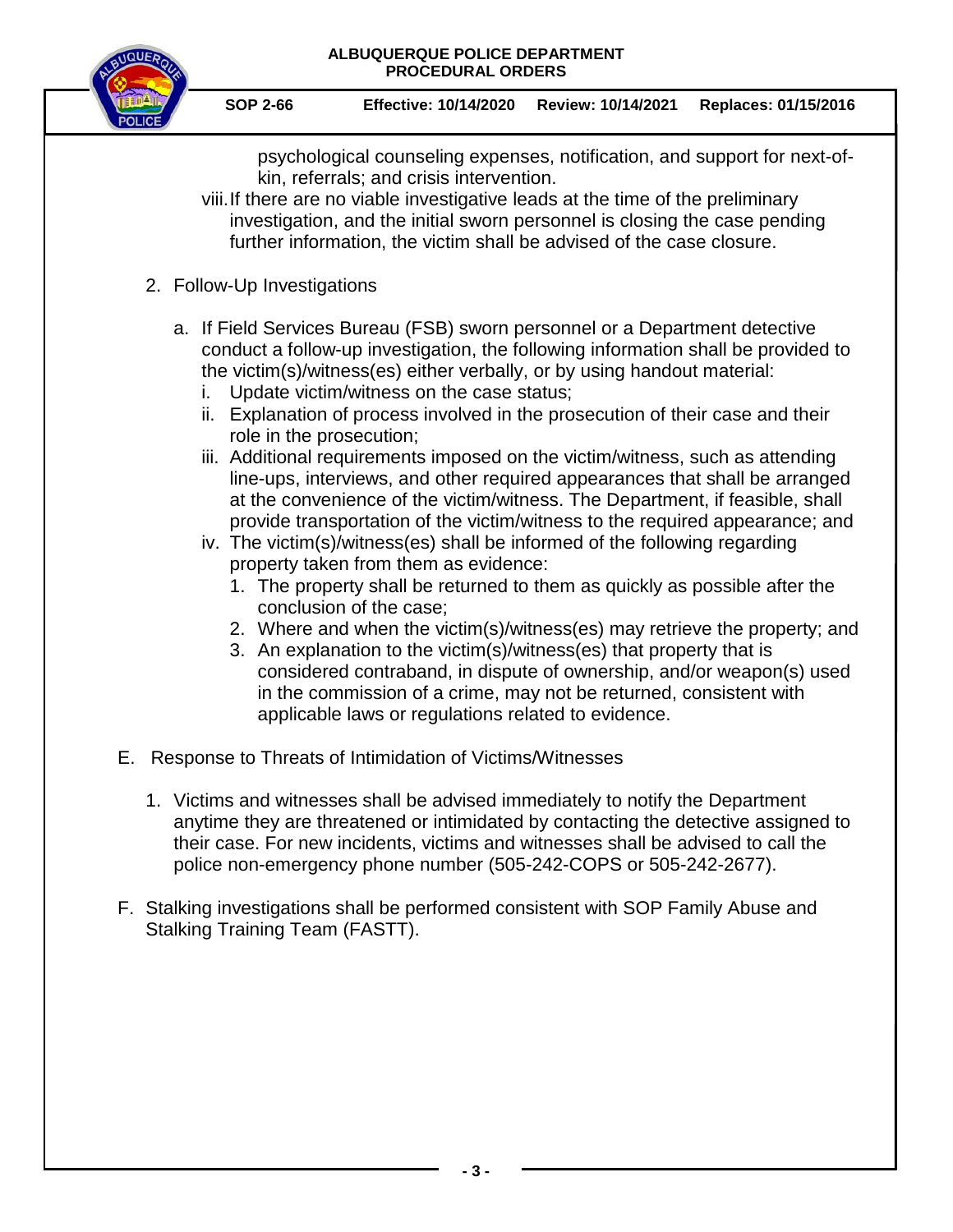psychological counseling expenses, notification, and support for next-of-kin, referrals; and crisis intervention.

viii. If there are no viable investigative leads at the time of the preliminary investigation, and the initial sworn personnel is closing the case pending further information, the victim shall be advised of the case closure.

2. Follow-Up Investigations

   a. If Field Services Bureau (FSB) sworn personnel or a Department detective conduct a follow-up investigation, the following information shall be provided to the victim(s)/witness(es) either verbally, or by using handout material:

      i. Update victim/witness on the case status;

      ii. Explanation of process involved in the prosecution of their case and their role in the prosecution;

      iii. Additional requirements imposed on the victim/witness, such as attending line-ups, interviews, and other required appearances that shall be arranged at the convenience of the victim/witness. The Department, if feasible, shall provide transportation of the victim/witness to the required appearance; and

      iv. The victim(s)/witness(es) shall be informed of the following regarding property taken from them as evidence:

         1. The property shall be returned to them as quickly as possible after the conclusion of the case;
         2. Where and when the victim(s)/witness(es) may retrieve the property; and
         3. An explanation to the victim(s)/witness(es) that property that is considered contraband, in dispute of ownership, and/or weapon(s) used in the commission of a crime, may not be returned, consistent with applicable laws or regulations related to evidence.

E. Response to Threats of Intimidation of Victims/Witnesses

   1. Victims and witnesses shall be advised immediately to notify the Department anytime they are threatened or intimidated by contacting the detective assigned to their case. For new incidents, victims and witnesses shall be advised to call the police non-emergency phone number (505-242-COPS or 505-242-2677).

F. Stalking investigations shall be performed consistent with SOP Family Abuse and Stalking Training Team (FASTT).